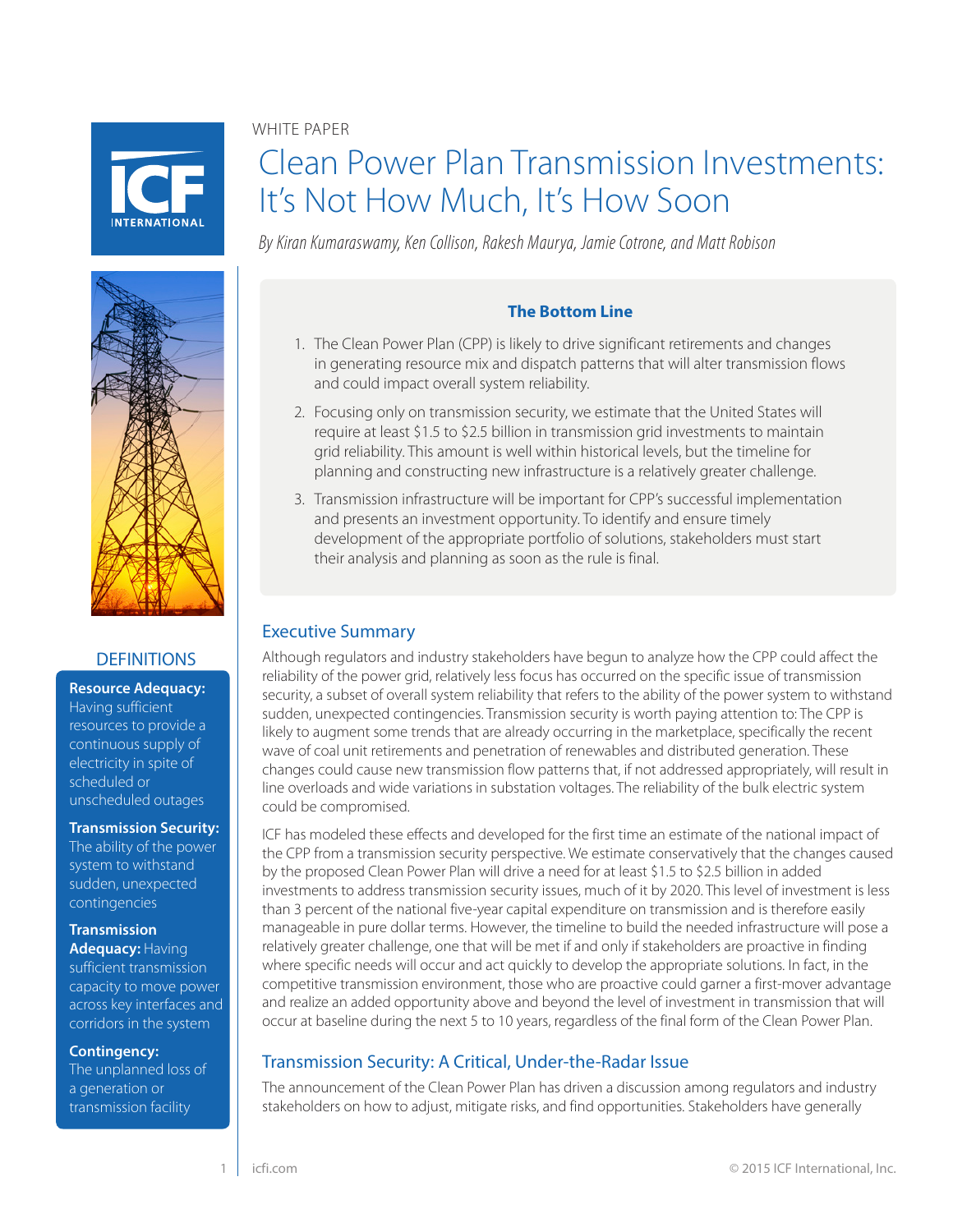WHITE PAPER

# Clean Power Plan Transmission Investments: It's Not How Much, It's How Soon

*By Kiran Kumaraswamy, Ken Collison, Rakesh Maurya, Jamie Cotrone, and Matt Robison*

### The Bottom Line

1. The Clean Power Plan (CPP) is likely to drive significant retirements and changes in generating resource mix and dispatch patterns that will alter transmission flows and could impact overall system reliability.
2. Focusing only on transmission security, we estimate that the United States will require at least $1.5 to $2.5 billion in transmission grid investments to maintain grid reliability. This amount is well within historical levels, but the timeline for planning and constructing new infrastructure is a relatively greater challenge.
3. Transmission infrastructure will be important for CPP's successful implementation and presents an investment opportunity. To identify and ensure timely development of the appropriate portfolio of solutions, stakeholders must start their analysis and planning as soon as the rule is final.

## DEFINITIONS

**Resource Adequacy:** Having sufficient resources to provide a continuous supply of electricity in spite of scheduled or unscheduled outages

**Transmission Security:** The ability of the power system to withstand sudden, unexpected contingencies

**Transmission Adequacy:** Having sufficient transmission capacity to move power across key interfaces and corridors in the system

**Contingency:** The unplanned loss of a generation or transmission facility

## Executive Summary

Although regulators and industry stakeholders have begun to analyze how the CPP could affect the reliability of the power grid, relatively less focus has occurred on the specific issue of transmission security, a subset of overall system reliability that refers to the ability of the power system to withstand sudden, unexpected contingencies. Transmission security is worth paying attention to: The CPP is likely to augment some trends that are already occurring in the marketplace, specifically the recent wave of coal unit retirements and penetration of renewables and distributed generation. These changes could cause new transmission flow patterns that, if not addressed appropriately, will result in line overloads and wide variations in substation voltages. The reliability of the bulk electric system could be compromised.

ICF has modeled these effects and developed for the first time an estimate of the national impact of the CPP from a transmission security perspective. We estimate conservatively that the changes caused by the proposed Clean Power Plan will drive a need for at least $1.5 to $2.5 billion in added investments to address transmission security issues, much of it by 2020. This level of investment is less than 3 percent of the national five-year capital expenditure on transmission and is therefore easily manageable in pure dollar terms. However, the timeline to build the needed infrastructure will pose a relatively greater challenge, one that will be met if and only if stakeholders are proactive in finding where specific needs will occur and act quickly to develop the appropriate solutions. In fact, in the competitive transmission environment, those who are proactive could garner a first-mover advantage and realize an added opportunity above and beyond the level of investment in transmission that will occur at baseline during the next 5 to 10 years, regardless of the final form of the Clean Power Plan.

## Transmission Security: A Critical, Under-the-Radar Issue

The announcement of the Clean Power Plan has driven a discussion among regulators and industry stakeholders on how to adjust, mitigate risks, and find opportunities. Stakeholders have generally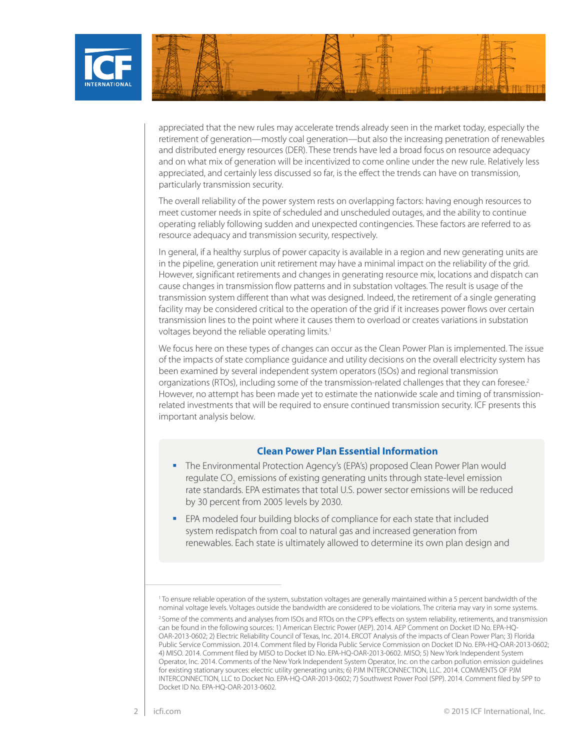appreciated that the new rules may accelerate trends already seen in the market today, especially the retirement of generation—mostly coal generation—but also the increasing penetration of renewables and distributed energy resources (DER). These trends have led a broad focus on resource adequacy and on what mix of generation will be incentivized to come online under the new rule. Relatively less appreciated, and certainly less discussed so far, is the effect the trends can have on transmission, particularly transmission security.

The overall reliability of the power system rests on overlapping factors: having enough resources to meet customer needs in spite of scheduled and unscheduled outages, and the ability to continue operating reliably following sudden and unexpected contingencies. These factors are referred to as resource adequacy and transmission security, respectively.

In general, if a healthy surplus of power capacity is available in a region and new generating units are in the pipeline, generation unit retirement may have a minimal impact on the reliability of the grid. However, significant retirements and changes in generating resource mix, locations and dispatch can cause changes in transmission flow patterns and in substation voltages. The result is usage of the transmission system different than what was designed. Indeed, the retirement of a single generating facility may be considered critical to the operation of the grid if it increases power flows over certain transmission lines to the point where it causes them to overload or creates variations in substation voltages beyond the reliable operating limits.[1]

We focus here on these types of changes can occur as the Clean Power Plan is implemented. The issue of the impacts of state compliance guidance and utility decisions on the overall electricity system has been examined by several independent system operators (ISOs) and regional transmission organizations (RTOs), including some of the transmission-related challenges that they can foresee.[2] However, no attempt has been made yet to estimate the nationwide scale and timing of transmission-related investments that will be required to ensure continued transmission security. ICF presents this important analysis below.

**Clean Power Plan Essential Information**

- The Environmental Protection Agency's (EPA's) proposed Clean Power Plan would regulate $CO_2$ emissions of existing generating units through state-level emission rate standards. EPA estimates that total U.S. power sector emissions will be reduced by 30 percent from 2005 levels by 2030.
- EPA modeled four building blocks of compliance for each state that included system redispatch from coal to natural gas and increased generation from renewables. Each state is ultimately allowed to determine its own plan design and

[1] To ensure reliable operation of the system, substation voltages are generally maintained within a 5 percent bandwidth of the nominal voltage levels. Voltages outside the bandwidth are considered to be violations. The criteria may vary in some systems.

[2] Some of the comments and analyses from ISOs and RTOs on the CPP's effects on system reliability, retirements, and transmission can be found in the following sources: 1) American Electric Power (AEP). 2014. AEP Comment on Docket ID No. EPA-HQ-OAR-2013-0602; 2) Electric Reliability Council of Texas, Inc. 2014. ERCOT Analysis of the impacts of Clean Power Plan; 3) Florida Public Service Commission. 2014. Comment filed by Florida Public Service Commission on Docket ID No. EPA-HQ-OAR-2013-0602; 4) MISO. 2014. Comment filed by MISO to Docket ID No. EPA-HQ-OAR-2013-0602. MISO; 5) New York Independent System Operator, Inc. 2014. Comments of the New York Independent System Operator, Inc. on the carbon pollution emission guidelines for existing stationary sources: electric utility generating units; 6) PJM INTERCONNECTION, LLC. 2014. COMMENTS OF PJM INTERCONNECTION, LLC to Docket No. EPA-HQ-OAR-2013-0602; 7) Southwest Power Pool (SPP). 2014. Comment filed by SPP to Docket ID No. EPA-HQ-OAR-2013-0602.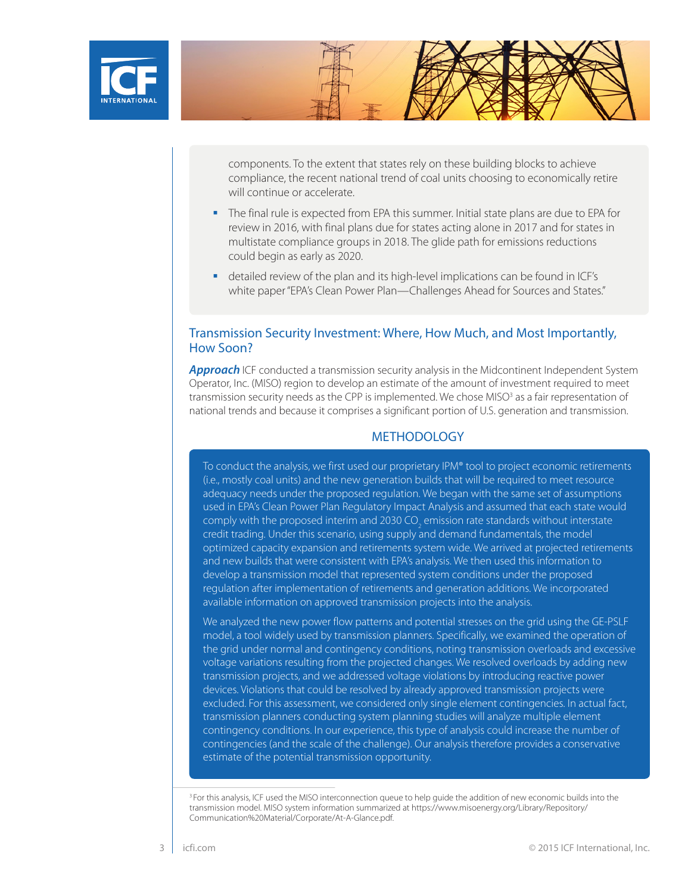components. To the extent that states rely on these building blocks to achieve compliance, the recent national trend of coal units choosing to economically retire will continue or accelerate.

- The final rule is expected from EPA this summer. Initial state plans are due to EPA for review in 2016, with final plans due for states acting alone in 2017 and for states in multistate compliance groups in 2018. The glide path for emissions reductions could begin as early as 2020.
- detailed review of the plan and its high-level implications can be found in ICF's white paper "EPA's Clean Power Plan—Challenges Ahead for Sources and States."

## Transmission Security Investment: Where, How Much, and Most Importantly, How Soon?

***Approach*** ICF conducted a transmission security analysis in the Midcontinent Independent System Operator, Inc. (MISO) region to develop an estimate of the amount of investment required to meet transmission security needs as the CPP is implemented. We chose MISO[3] as a fair representation of national trends and because it comprises a significant portion of U.S. generation and transmission.

### METHODOLOGY

To conduct the analysis, we first used our proprietary IPM® tool to project economic retirements (i.e., mostly coal units) and the new generation builds that will be required to meet resource adequacy needs under the proposed regulation. We began with the same set of assumptions used in EPA's Clean Power Plan Regulatory Impact Analysis and assumed that each state would comply with the proposed interim and 2030 $CO_2$ emission rate standards without interstate credit trading. Under this scenario, using supply and demand fundamentals, the model optimized capacity expansion and retirements system wide. We arrived at projected retirements and new builds that were consistent with EPA's analysis. We then used this information to develop a transmission model that represented system conditions under the proposed regulation after implementation of retirements and generation additions. We incorporated available information on approved transmission projects into the analysis.

We analyzed the new power flow patterns and potential stresses on the grid using the GE-PSLF model, a tool widely used by transmission planners. Specifically, we examined the operation of the grid under normal and contingency conditions, noting transmission overloads and excessive voltage variations resulting from the projected changes. We resolved overloads by adding new transmission projects, and we addressed voltage violations by introducing reactive power devices. Violations that could be resolved by already approved transmission projects were excluded. For this assessment, we considered only single element contingencies. In actual fact, transmission planners conducting system planning studies will analyze multiple element contingency conditions. In our experience, this type of analysis could increase the number of contingencies (and the scale of the challenge). Our analysis therefore provides a conservative estimate of the potential transmission opportunity.

[3] For this analysis, ICF used the MISO interconnection queue to help guide the addition of new economic builds into the transmission model. MISO system information summarized at https://www.misoenergy.org/Library/Repository/Communication%20Material/Corporate/At-A-Glance.pdf.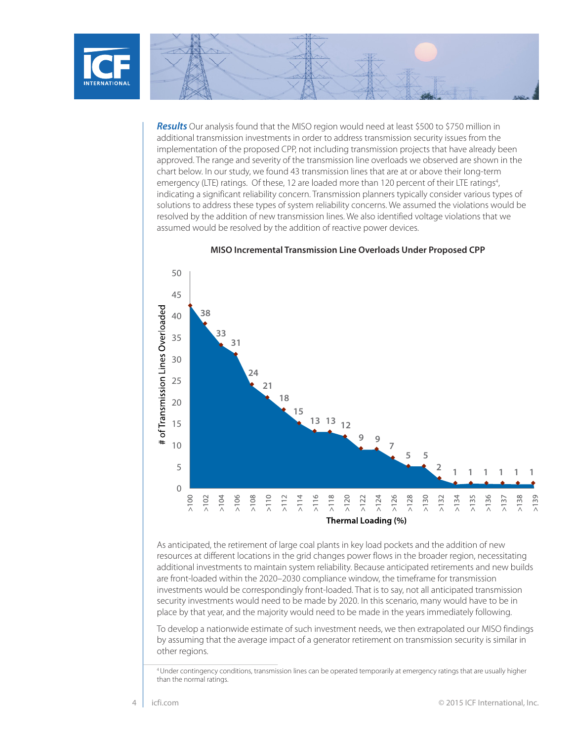***Results*** Our analysis found that the MISO region would need at least $500 to $750 million in additional transmission investments in order to address transmission security issues from the implementation of the proposed CPP, not including transmission projects that have already been approved. The range and severity of the transmission line overloads we observed are shown in the chart below. In our study, we found 43 transmission lines that are at or above their long-term emergency (LTE) ratings. Of these, 12 are loaded more than 120 percent of their LTE ratings[4], indicating a significant reliability concern. Transmission planners typically consider various types of solutions to address these types of system reliability concerns. We assumed the violations would be resolved by the addition of new transmission lines. We also identified voltage violations that we assumed would be resolved by the addition of reactive power devices.

**MISO Incremental Transmission Line Overloads Under Proposed CPP**

| Thermal Loading (%) | # of Transmission Lines Overloaded |
|---|---|
| >100 | 43 |
| >102 | 38 |
| >104 | 33 |
| >106 | 31 |
| >108 | 24 |
| >110 | 21 |
| >112 | 18 |
| >114 | 15 |
| >116 | 13 |
| >118 | 13 |
| >120 | 12 |
| >122 | 9 |
| >124 | 9 |
| >126 | 7 |
| >128 | 5 |
| >130 | 5 |
| >132 | 2 |
| >134 | 1 |
| >135 | 1 |
| >136 | 1 |
| >137 | 1 |
| >138 | 1 |
| >139 | 1 |

As anticipated, the retirement of large coal plants in key load pockets and the addition of new resources at different locations in the grid changes power flows in the broader region, necessitating additional investments to maintain system reliability. Because anticipated retirements and new builds are front-loaded within the 2020–2030 compliance window, the timeframe for transmission investments would be correspondingly front-loaded. That is to say, not all anticipated transmission security investments would need to be made by 2020. In this scenario, many would have to be in place by that year, and the majority would need to be made in the years immediately following.

To develop a nationwide estimate of such investment needs, we then extrapolated our MISO findings by assuming that the average impact of a generator retirement on transmission security is similar in other regions.

[4] Under contingency conditions, transmission lines can be operated temporarily at emergency ratings that are usually higher than the normal ratings.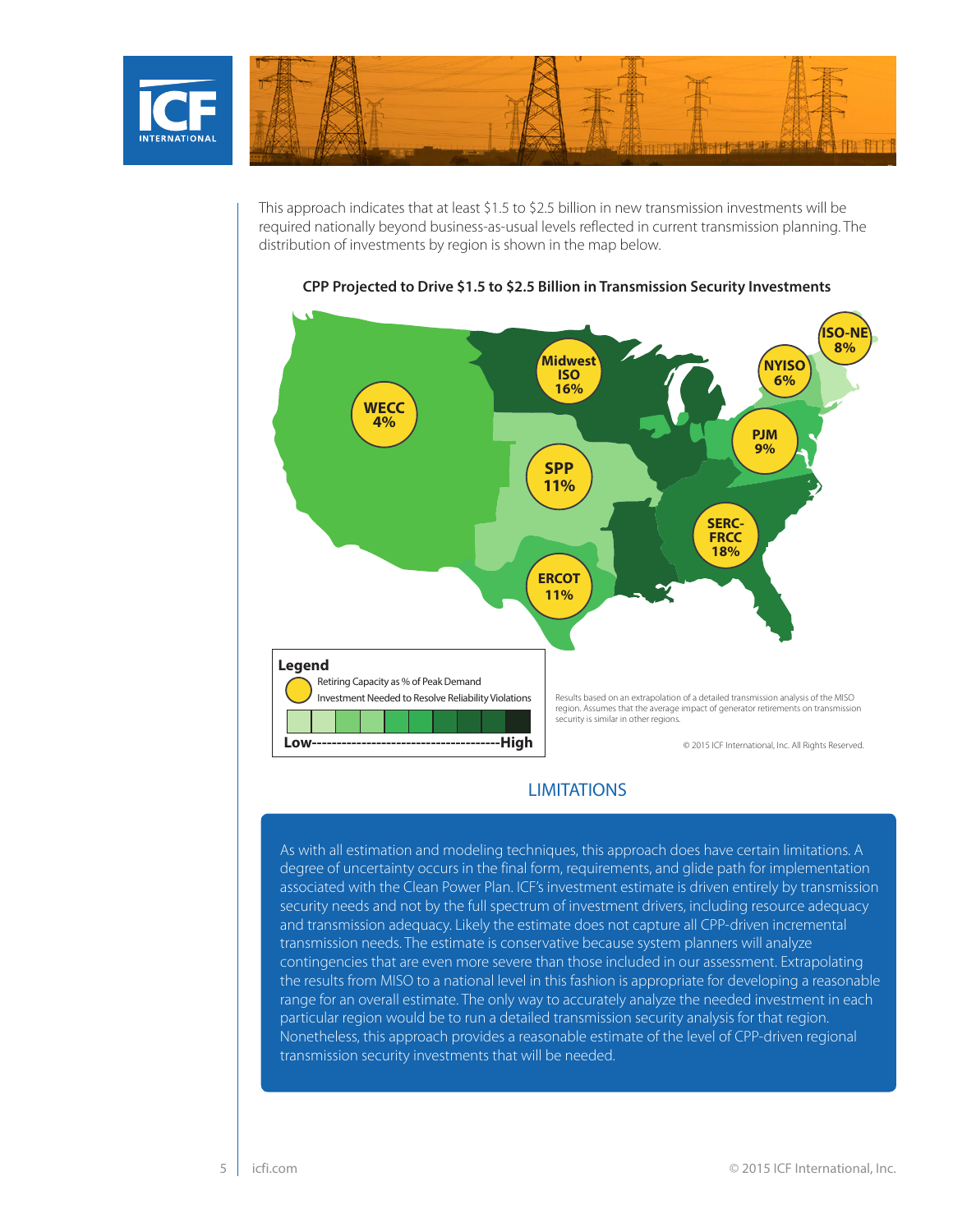This approach indicates that at least $1.5 to $2.5 billion in new transmission investments will be required nationally beyond business-as-usual levels reflected in current transmission planning. The distribution of investments by region is shown in the map below.

**CPP Projected to Drive $1.5 to $2.5 Billion in Transmission Security Investments**

| Region | Retiring Capacity as % of Peak Demand |
|---|---|
| WECC | 4% |
| Midwest ISO | 16% |
| SPP | 11% |
| ERCOT | 11% |
| SERC-FRCC | 18% |
| PJM | 9% |
| NYISO | 6% |
| ISO-NE | 8% |

**Legend**

- Retiring Capacity as % of Peak Demand
- Investment Needed to Resolve Reliability Violations (Low to High)

Results based on an extrapolation of a detailed transmission analysis of the MISO region. Assumes that the average impact of generator retirements on transmission security is similar in other regions.

© 2015 ICF International, Inc. All Rights Reserved.

## LIMITATIONS

As with all estimation and modeling techniques, this approach does have certain limitations. A degree of uncertainty occurs in the final form, requirements, and glide path for implementation associated with the Clean Power Plan. ICF's investment estimate is driven entirely by transmission security needs and not by the full spectrum of investment drivers, including resource adequacy and transmission adequacy. Likely the estimate does not capture all CPP-driven incremental transmission needs. The estimate is conservative because system planners will analyze contingencies that are even more severe than those included in our assessment. Extrapolating the results from MISO to a national level in this fashion is appropriate for developing a reasonable range for an overall estimate. The only way to accurately analyze the needed investment in each particular region would be to run a detailed transmission security analysis for that region. Nonetheless, this approach provides a reasonable estimate of the level of CPP-driven regional transmission security investments that will be needed.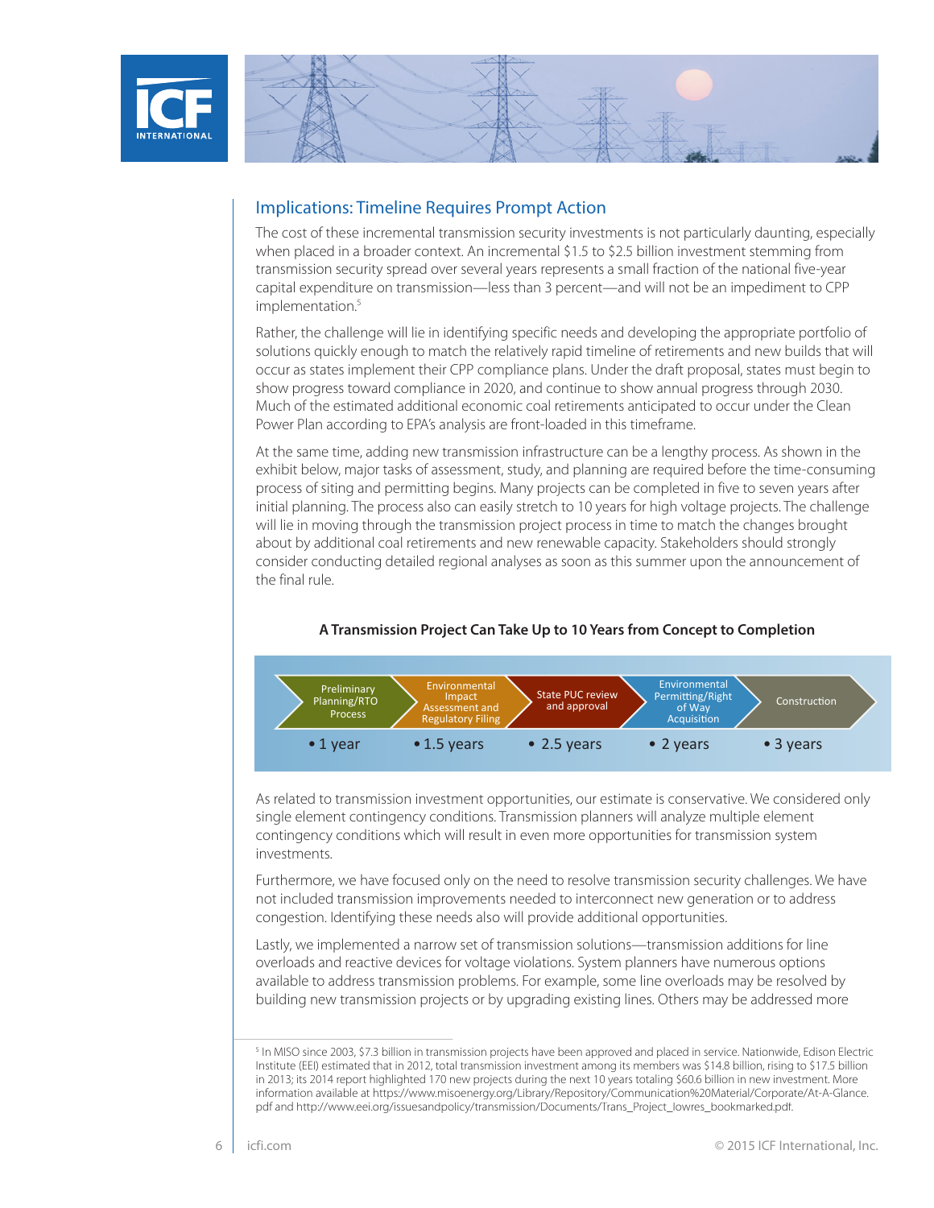## Implications: Timeline Requires Prompt Action

The cost of these incremental transmission security investments is not particularly daunting, especially when placed in a broader context. An incremental $1.5 to $2.5 billion investment stemming from transmission security spread over several years represents a small fraction of the national five-year capital expenditure on transmission—less than 3 percent—and will not be an impediment to CPP implementation.[5]

Rather, the challenge will lie in identifying specific needs and developing the appropriate portfolio of solutions quickly enough to match the relatively rapid timeline of retirements and new builds that will occur as states implement their CPP compliance plans. Under the draft proposal, states must begin to show progress toward compliance in 2020, and continue to show annual progress through 2030. Much of the estimated additional economic coal retirements anticipated to occur under the Clean Power Plan according to EPA's analysis are front-loaded in this timeframe.

At the same time, adding new transmission infrastructure can be a lengthy process. As shown in the exhibit below, major tasks of assessment, study, and planning are required before the time-consuming process of siting and permitting begins. Many projects can be completed in five to seven years after initial planning. The process also can easily stretch to 10 years for high voltage projects. The challenge will lie in moving through the transmission project process in time to match the changes brought about by additional coal retirements and new renewable capacity. Stakeholders should strongly consider conducting detailed regional analyses as soon as this summer upon the announcement of the final rule.

**A Transmission Project Can Take Up to 10 Years from Concept to Completion**

| Preliminary Planning/RTO Process | Environmental Impact Assessment and Regulatory Filing | State PUC review and approval | Environmental Permitting/Right of Way Acquisition | Construction |
|---|---|---|---|---|
| • 1 year | • 1.5 years | • 2.5 years | • 2 years | • 3 years |

As related to transmission investment opportunities, our estimate is conservative. We considered only single element contingency conditions. Transmission planners will analyze multiple element contingency conditions which will result in even more opportunities for transmission system investments.

Furthermore, we have focused only on the need to resolve transmission security challenges. We have not included transmission improvements needed to interconnect new generation or to address congestion. Identifying these needs also will provide additional opportunities.

Lastly, we implemented a narrow set of transmission solutions—transmission additions for line overloads and reactive devices for voltage violations. System planners have numerous options available to address transmission problems. For example, some line overloads may be resolved by building new transmission projects or by upgrading existing lines. Others may be addressed more

[5] In MISO since 2003, $7.3 billion in transmission projects have been approved and placed in service. Nationwide, Edison Electric Institute (EEI) estimated that in 2012, total transmission investment among its members was $14.8 billion, rising to $17.5 billion in 2013; its 2014 report highlighted 170 new projects during the next 10 years totaling $60.6 billion in new investment. More information available at https://www.misoenergy.org/Library/Repository/Communication%20Material/Corporate/At-A-Glance.pdf and http://www.eei.org/issuesandpolicy/transmission/Documents/Trans_Project_lowres_bookmarked.pdf.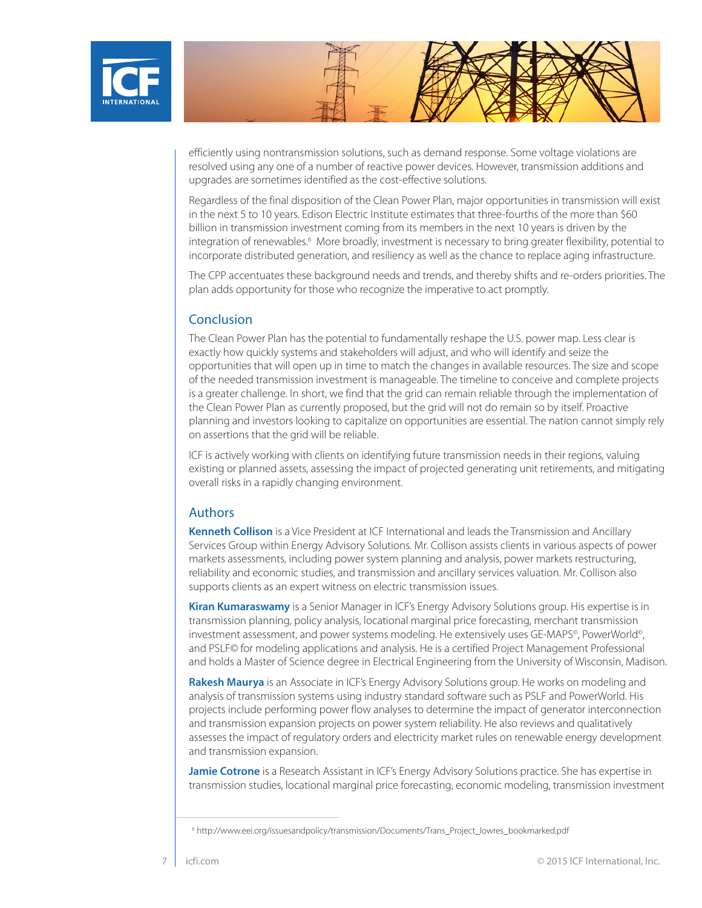efficiently using nontransmission solutions, such as demand response. Some voltage violations are resolved using any one of a number of reactive power devices. However, transmission additions and upgrades are sometimes identified as the cost-effective solutions.

Regardless of the final disposition of the Clean Power Plan, major opportunities in transmission will exist in the next 5 to 10 years. Edison Electric Institute estimates that three-fourths of the more than $60 billion in transmission investment coming from its members in the next 10 years is driven by the integration of renewables.[6] More broadly, investment is necessary to bring greater flexibility, potential to incorporate distributed generation, and resiliency as well as the chance to replace aging infrastructure.

The CPP accentuates these background needs and trends, and thereby shifts and re-orders priorities. The plan adds opportunity for those who recognize the imperative to act promptly.

## Conclusion

The Clean Power Plan has the potential to fundamentally reshape the U.S. power map. Less clear is exactly how quickly systems and stakeholders will adjust, and who will identify and seize the opportunities that will open up in time to match the changes in available resources. The size and scope of the needed transmission investment is manageable. The timeline to conceive and complete projects is a greater challenge. In short, we find that the grid can remain reliable through the implementation of the Clean Power Plan as currently proposed, but the grid will not do remain so by itself. Proactive planning and investors looking to capitalize on opportunities are essential. The nation cannot simply rely on assertions that the grid will be reliable.

ICF is actively working with clients on identifying future transmission needs in their regions, valuing existing or planned assets, assessing the impact of projected generating unit retirements, and mitigating overall risks in a rapidly changing environment.

## Authors

**Kenneth Collison** is a Vice President at ICF International and leads the Transmission and Ancillary Services Group within Energy Advisory Solutions. Mr. Collison assists clients in various aspects of power markets assessments, including power system planning and analysis, power markets restructuring, reliability and economic studies, and transmission and ancillary services valuation. Mr. Collison also supports clients as an expert witness on electric transmission issues.

**Kiran Kumaraswamy** is a Senior Manager in ICF's Energy Advisory Solutions group. His expertise is in transmission planning, policy analysis, locational marginal price forecasting, merchant transmission investment assessment, and power systems modeling. He extensively uses GE-MAPS©, PowerWorld©, and PSLF© for modeling applications and analysis. He is a certified Project Management Professional and holds a Master of Science degree in Electrical Engineering from the University of Wisconsin, Madison.

**Rakesh Maurya** is an Associate in ICF's Energy Advisory Solutions group. He works on modeling and analysis of transmission systems using industry standard software such as PSLF and PowerWorld. His projects include performing power flow analyses to determine the impact of generator interconnection and transmission expansion projects on power system reliability. He also reviews and qualitatively assesses the impact of regulatory orders and electricity market rules on renewable energy development and transmission expansion.

**Jamie Cotrone** is a Research Assistant in ICF's Energy Advisory Solutions practice. She has expertise in transmission studies, locational marginal price forecasting, economic modeling, transmission investment

[6] http://www.eei.org/issuesandpolicy/transmission/Documents/Trans_Project_lowres_bookmarked.pdf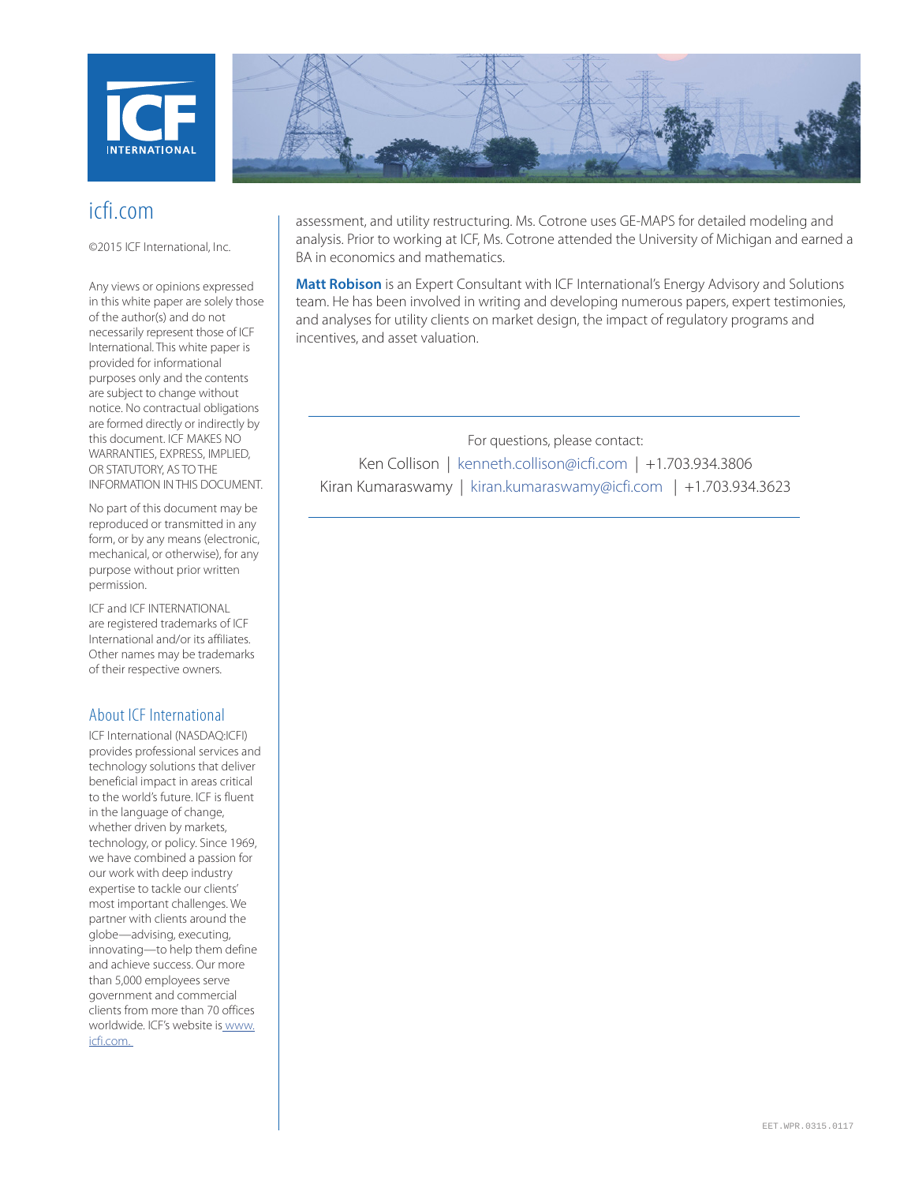icfi.com

©2015 ICF International, Inc.

Any views or opinions expressed in this white paper are solely those of the author(s) and do not necessarily represent those of ICF International. This white paper is provided for informational purposes only and the contents are subject to change without notice. No contractual obligations are formed directly or indirectly by this document. ICF MAKES NO WARRANTIES, EXPRESS, IMPLIED, OR STATUTORY, AS TO THE INFORMATION IN THIS DOCUMENT.

No part of this document may be reproduced or transmitted in any form, or by any means (electronic, mechanical, or otherwise), for any purpose without prior written permission.

ICF and ICF INTERNATIONAL are registered trademarks of ICF International and/or its affiliates. Other names may be trademarks of their respective owners.

## About ICF International

ICF International (NASDAQ:ICFI) provides professional services and technology solutions that deliver beneficial impact in areas critical to the world's future. ICF is fluent in the language of change, whether driven by markets, technology, or policy. Since 1969, we have combined a passion for our work with deep industry expertise to tackle our clients' most important challenges. We partner with clients around the globe—advising, executing, innovating—to help them define and achieve success. Our more than 5,000 employees serve government and commercial clients from more than 70 offices worldwide. ICF's website is www.icfi.com.

assessment, and utility restructuring. Ms. Cotrone uses GE-MAPS for detailed modeling and analysis. Prior to working at ICF, Ms. Cotrone attended the University of Michigan and earned a BA in economics and mathematics.

**Matt Robison** is an Expert Consultant with ICF International's Energy Advisory and Solutions team. He has been involved in writing and developing numerous papers, expert testimonies, and analyses for utility clients on market design, the impact of regulatory programs and incentives, and asset valuation.

For questions, please contact:

Ken Collison | kenneth.collison@icfi.com | +1.703.934.3806

Kiran Kumaraswamy | kiran.kumaraswamy@icfi.com | +1.703.934.3623

EET.WPR.0315.0117